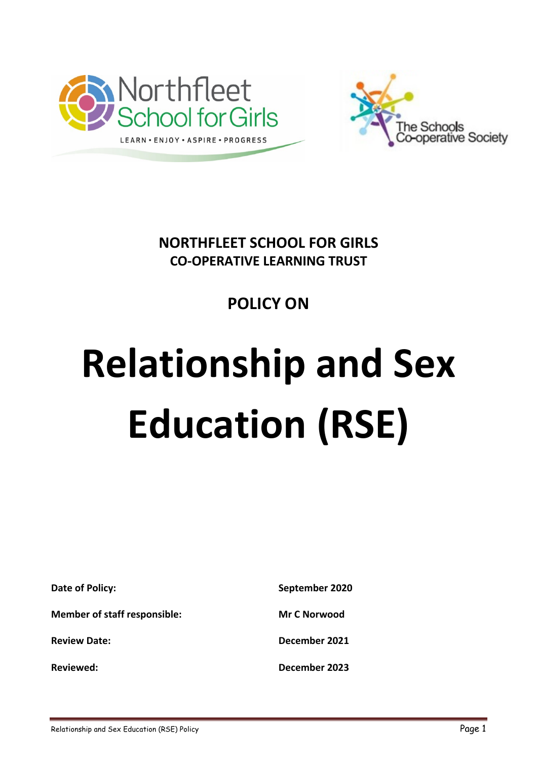**NORTHFLEET SCHOOL FOR GIRLS**
**CO-OPERATIVE LEARNING TRUST**

## POLICY ON

# Relationship and Sex Education (RSE)

| | |
|---|---|
| **Date of Policy:** | **September 2020** |
| **Member of staff responsible:** | **Mr C Norwood** |
| **Review Date:** | **December 2021** |
| **Reviewed:** | **December 2023** |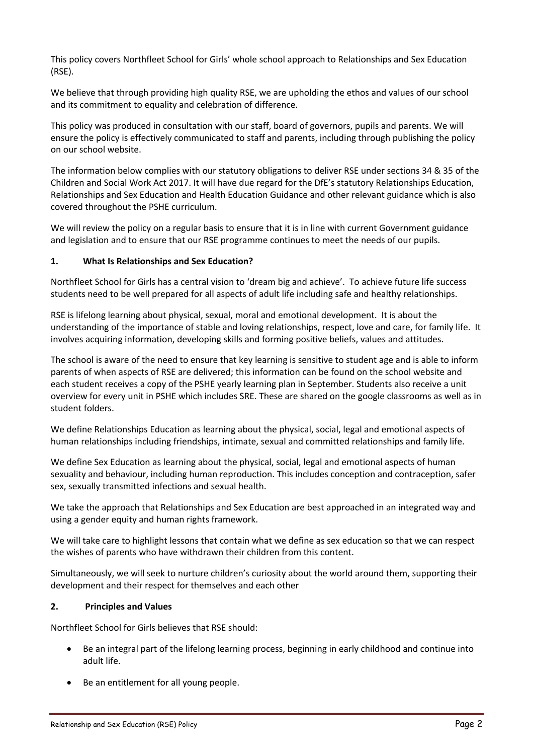This policy covers Northfleet School for Girls' whole school approach to Relationships and Sex Education (RSE).

We believe that through providing high quality RSE, we are upholding the ethos and values of our school and its commitment to equality and celebration of difference.

This policy was produced in consultation with our staff, board of governors, pupils and parents. We will ensure the policy is effectively communicated to staff and parents, including through publishing the policy on our school website.

The information below complies with our statutory obligations to deliver RSE under sections 34 & 35 of the Children and Social Work Act 2017. It will have due regard for the DfE's statutory Relationships Education, Relationships and Sex Education and Health Education Guidance and other relevant guidance which is also covered throughout the PSHE curriculum.

We will review the policy on a regular basis to ensure that it is in line with current Government guidance and legislation and to ensure that our RSE programme continues to meet the needs of our pupils.

## 1. What Is Relationships and Sex Education?

Northfleet School for Girls has a central vision to 'dream big and achieve'. To achieve future life success students need to be well prepared for all aspects of adult life including safe and healthy relationships.

RSE is lifelong learning about physical, sexual, moral and emotional development. It is about the understanding of the importance of stable and loving relationships, respect, love and care, for family life. It involves acquiring information, developing skills and forming positive beliefs, values and attitudes.

The school is aware of the need to ensure that key learning is sensitive to student age and is able to inform parents of when aspects of RSE are delivered; this information can be found on the school website and each student receives a copy of the PSHE yearly learning plan in September. Students also receive a unit overview for every unit in PSHE which includes SRE. These are shared on the google classrooms as well as in student folders.

We define Relationships Education as learning about the physical, social, legal and emotional aspects of human relationships including friendships, intimate, sexual and committed relationships and family life.

We define Sex Education as learning about the physical, social, legal and emotional aspects of human sexuality and behaviour, including human reproduction. This includes conception and contraception, safer sex, sexually transmitted infections and sexual health.

We take the approach that Relationships and Sex Education are best approached in an integrated way and using a gender equity and human rights framework.

We will take care to highlight lessons that contain what we define as sex education so that we can respect the wishes of parents who have withdrawn their children from this content.

Simultaneously, we will seek to nurture children's curiosity about the world around them, supporting their development and their respect for themselves and each other

## 2. Principles and Values

Northfleet School for Girls believes that RSE should:

- Be an integral part of the lifelong learning process, beginning in early childhood and continue into adult life.
- Be an entitlement for all young people.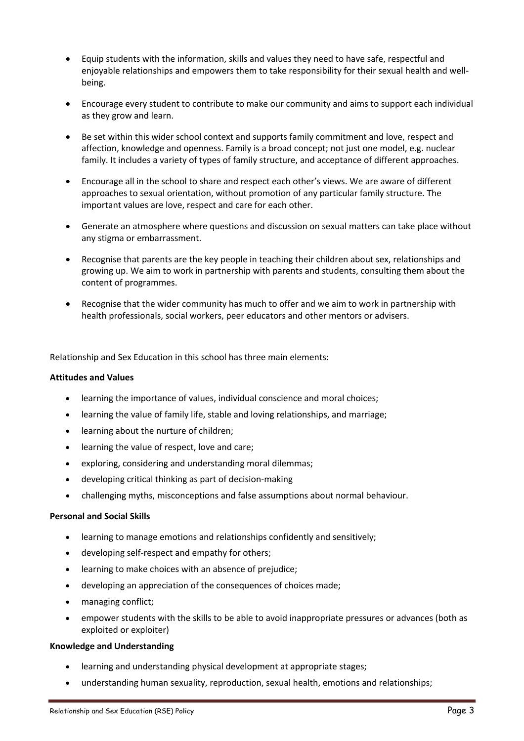- Equip students with the information, skills and values they need to have safe, respectful and enjoyable relationships and empowers them to take responsibility for their sexual health and well-being.

- Encourage every student to contribute to make our community and aims to support each individual as they grow and learn.

- Be set within this wider school context and supports family commitment and love, respect and affection, knowledge and openness. Family is a broad concept; not just one model, e.g. nuclear family. It includes a variety of types of family structure, and acceptance of different approaches.

- Encourage all in the school to share and respect each other's views. We are aware of different approaches to sexual orientation, without promotion of any particular family structure. The important values are love, respect and care for each other.

- Generate an atmosphere where questions and discussion on sexual matters can take place without any stigma or embarrassment.

- Recognise that parents are the key people in teaching their children about sex, relationships and growing up. We aim to work in partnership with parents and students, consulting them about the content of programmes.

- Recognise that the wider community has much to offer and we aim to work in partnership with health professionals, social workers, peer educators and other mentors or advisers.

Relationship and Sex Education in this school has three main elements:

**Attitudes and Values**

- learning the importance of values, individual conscience and moral choices;
- learning the value of family life, stable and loving relationships, and marriage;
- learning about the nurture of children;
- learning the value of respect, love and care;
- exploring, considering and understanding moral dilemmas;
- developing critical thinking as part of decision-making
- challenging myths, misconceptions and false assumptions about normal behaviour.

**Personal and Social Skills**

- learning to manage emotions and relationships confidently and sensitively;
- developing self-respect and empathy for others;
- learning to make choices with an absence of prejudice;
- developing an appreciation of the consequences of choices made;
- managing conflict;
- empower students with the skills to be able to avoid inappropriate pressures or advances (both as exploited or exploiter)

**Knowledge and Understanding**

- learning and understanding physical development at appropriate stages;
- understanding human sexuality, reproduction, sexual health, emotions and relationships;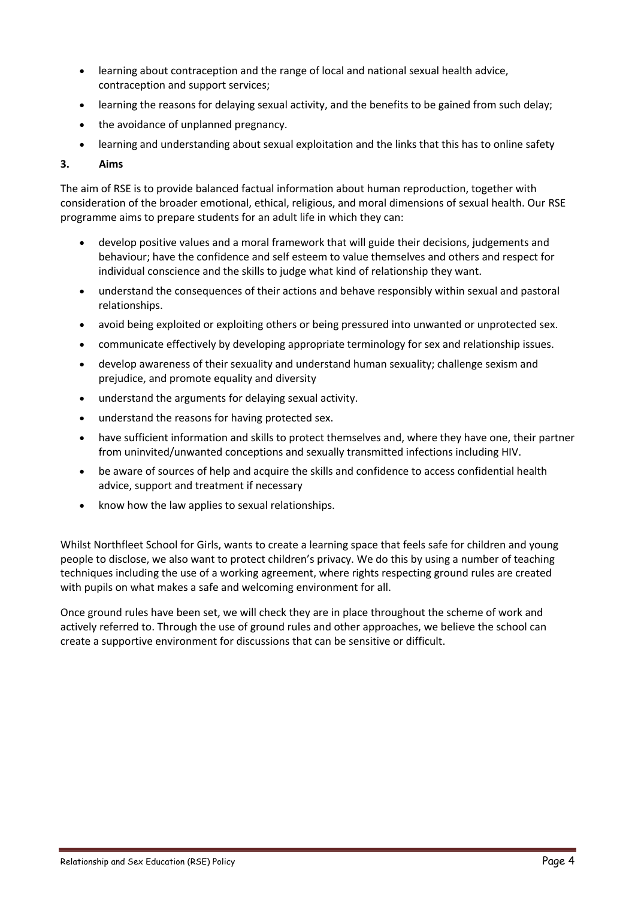- learning about contraception and the range of local and national sexual health advice, contraception and support services;
- learning the reasons for delaying sexual activity, and the benefits to be gained from such delay;
- the avoidance of unplanned pregnancy.
- learning and understanding about sexual exploitation and the links that this has to online safety

## 3. Aims

The aim of RSE is to provide balanced factual information about human reproduction, together with consideration of the broader emotional, ethical, religious, and moral dimensions of sexual health. Our RSE programme aims to prepare students for an adult life in which they can:

- develop positive values and a moral framework that will guide their decisions, judgements and behaviour; have the confidence and self esteem to value themselves and others and respect for individual conscience and the skills to judge what kind of relationship they want.
- understand the consequences of their actions and behave responsibly within sexual and pastoral relationships.
- avoid being exploited or exploiting others or being pressured into unwanted or unprotected sex.
- communicate effectively by developing appropriate terminology for sex and relationship issues.
- develop awareness of their sexuality and understand human sexuality; challenge sexism and prejudice, and promote equality and diversity
- understand the arguments for delaying sexual activity.
- understand the reasons for having protected sex.
- have sufficient information and skills to protect themselves and, where they have one, their partner from uninvited/unwanted conceptions and sexually transmitted infections including HIV.
- be aware of sources of help and acquire the skills and confidence to access confidential health advice, support and treatment if necessary
- know how the law applies to sexual relationships.

Whilst Northfleet School for Girls, wants to create a learning space that feels safe for children and young people to disclose, we also want to protect children's privacy. We do this by using a number of teaching techniques including the use of a working agreement, where rights respecting ground rules are created with pupils on what makes a safe and welcoming environment for all.

Once ground rules have been set, we will check they are in place throughout the scheme of work and actively referred to. Through the use of ground rules and other approaches, we believe the school can create a supportive environment for discussions that can be sensitive or difficult.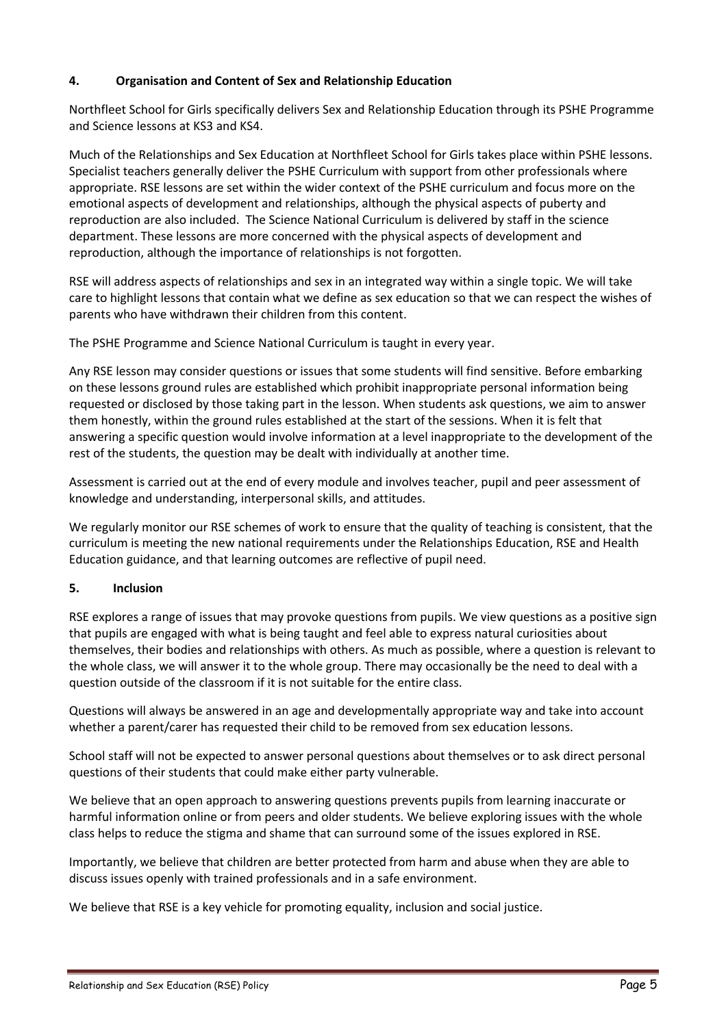## 4. Organisation and Content of Sex and Relationship Education

Northfleet School for Girls specifically delivers Sex and Relationship Education through its PSHE Programme and Science lessons at KS3 and KS4.

Much of the Relationships and Sex Education at Northfleet School for Girls takes place within PSHE lessons. Specialist teachers generally deliver the PSHE Curriculum with support from other professionals where appropriate. RSE lessons are set within the wider context of the PSHE curriculum and focus more on the emotional aspects of development and relationships, although the physical aspects of puberty and reproduction are also included. The Science National Curriculum is delivered by staff in the science department. These lessons are more concerned with the physical aspects of development and reproduction, although the importance of relationships is not forgotten.

RSE will address aspects of relationships and sex in an integrated way within a single topic. We will take care to highlight lessons that contain what we define as sex education so that we can respect the wishes of parents who have withdrawn their children from this content.

The PSHE Programme and Science National Curriculum is taught in every year.

Any RSE lesson may consider questions or issues that some students will find sensitive. Before embarking on these lessons ground rules are established which prohibit inappropriate personal information being requested or disclosed by those taking part in the lesson. When students ask questions, we aim to answer them honestly, within the ground rules established at the start of the sessions. When it is felt that answering a specific question would involve information at a level inappropriate to the development of the rest of the students, the question may be dealt with individually at another time.

Assessment is carried out at the end of every module and involves teacher, pupil and peer assessment of knowledge and understanding, interpersonal skills, and attitudes.

We regularly monitor our RSE schemes of work to ensure that the quality of teaching is consistent, that the curriculum is meeting the new national requirements under the Relationships Education, RSE and Health Education guidance, and that learning outcomes are reflective of pupil need.

## 5. Inclusion

RSE explores a range of issues that may provoke questions from pupils. We view questions as a positive sign that pupils are engaged with what is being taught and feel able to express natural curiosities about themselves, their bodies and relationships with others. As much as possible, where a question is relevant to the whole class, we will answer it to the whole group. There may occasionally be the need to deal with a question outside of the classroom if it is not suitable for the entire class.

Questions will always be answered in an age and developmentally appropriate way and take into account whether a parent/carer has requested their child to be removed from sex education lessons.

School staff will not be expected to answer personal questions about themselves or to ask direct personal questions of their students that could make either party vulnerable.

We believe that an open approach to answering questions prevents pupils from learning inaccurate or harmful information online or from peers and older students. We believe exploring issues with the whole class helps to reduce the stigma and shame that can surround some of the issues explored in RSE.

Importantly, we believe that children are better protected from harm and abuse when they are able to discuss issues openly with trained professionals and in a safe environment.

We believe that RSE is a key vehicle for promoting equality, inclusion and social justice.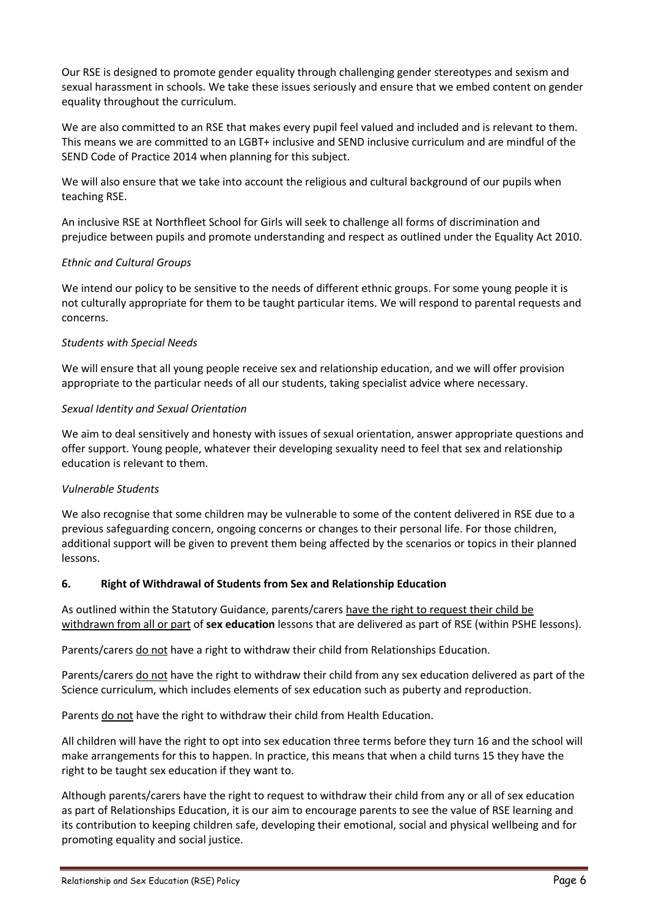Our RSE is designed to promote gender equality through challenging gender stereotypes and sexism and sexual harassment in schools. We take these issues seriously and ensure that we embed content on gender equality throughout the curriculum.

We are also committed to an RSE that makes every pupil feel valued and included and is relevant to them. This means we are committed to an LGBT+ inclusive and SEND inclusive curriculum and are mindful of the SEND Code of Practice 2014 when planning for this subject.

We will also ensure that we take into account the religious and cultural background of our pupils when teaching RSE.

An inclusive RSE at Northfleet School for Girls will seek to challenge all forms of discrimination and prejudice between pupils and promote understanding and respect as outlined under the Equality Act 2010.

*Ethnic and Cultural Groups*

We intend our policy to be sensitive to the needs of different ethnic groups. For some young people it is not culturally appropriate for them to be taught particular items. We will respond to parental requests and concerns.

*Students with Special Needs*

We will ensure that all young people receive sex and relationship education, and we will offer provision appropriate to the particular needs of all our students, taking specialist advice where necessary.

*Sexual Identity and Sexual Orientation*

We aim to deal sensitively and honesty with issues of sexual orientation, answer appropriate questions and offer support. Young people, whatever their developing sexuality need to feel that sex and relationship education is relevant to them.

*Vulnerable Students*

We also recognise that some children may be vulnerable to some of the content delivered in RSE due to a previous safeguarding concern, ongoing concerns or changes to their personal life. For those children, additional support will be given to prevent them being affected by the scenarios or topics in their planned lessons.

## 6. Right of Withdrawal of Students from Sex and Relationship Education

As outlined within the Statutory Guidance, parents/carers <u>have the right to request their child be withdrawn from all or part</u> of **sex education** lessons that are delivered as part of RSE (within PSHE lessons).

Parents/carers <u>do not</u> have a right to withdraw their child from Relationships Education.

Parents/carers <u>do not</u> have the right to withdraw their child from any sex education delivered as part of the Science curriculum, which includes elements of sex education such as puberty and reproduction.

Parents <u>do not</u> have the right to withdraw their child from Health Education.

All children will have the right to opt into sex education three terms before they turn 16 and the school will make arrangements for this to happen. In practice, this means that when a child turns 15 they have the right to be taught sex education if they want to.

Although parents/carers have the right to request to withdraw their child from any or all of sex education as part of Relationships Education, it is our aim to encourage parents to see the value of RSE learning and its contribution to keeping children safe, developing their emotional, social and physical wellbeing and for promoting equality and social justice.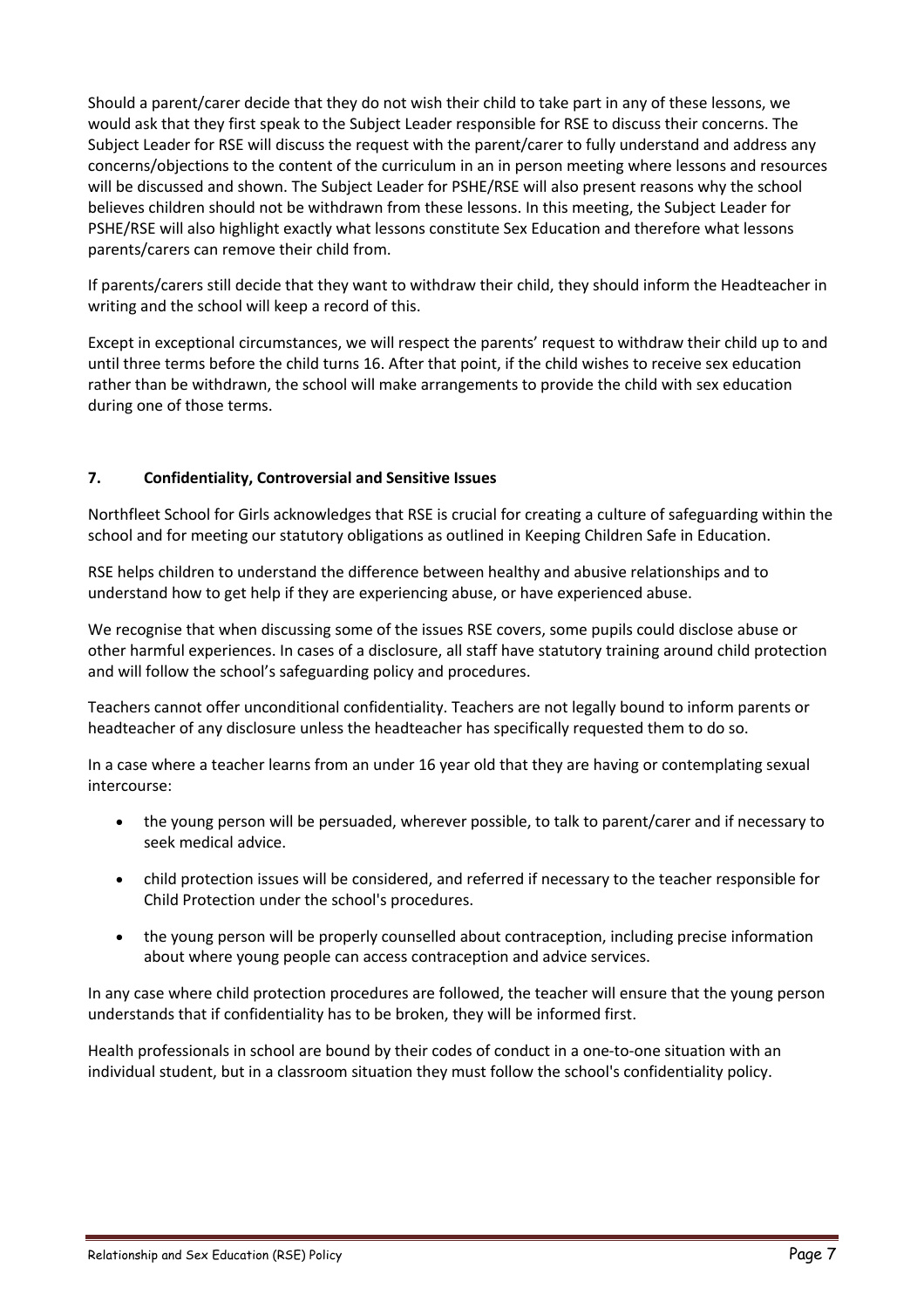Should a parent/carer decide that they do not wish their child to take part in any of these lessons, we would ask that they first speak to the Subject Leader responsible for RSE to discuss their concerns. The Subject Leader for RSE will discuss the request with the parent/carer to fully understand and address any concerns/objections to the content of the curriculum in an in person meeting where lessons and resources will be discussed and shown. The Subject Leader for PSHE/RSE will also present reasons why the school believes children should not be withdrawn from these lessons. In this meeting, the Subject Leader for PSHE/RSE will also highlight exactly what lessons constitute Sex Education and therefore what lessons parents/carers can remove their child from.

If parents/carers still decide that they want to withdraw their child, they should inform the Headteacher in writing and the school will keep a record of this.

Except in exceptional circumstances, we will respect the parents' request to withdraw their child up to and until three terms before the child turns 16. After that point, if the child wishes to receive sex education rather than be withdrawn, the school will make arrangements to provide the child with sex education during one of those terms.

## 7. Confidentiality, Controversial and Sensitive Issues

Northfleet School for Girls acknowledges that RSE is crucial for creating a culture of safeguarding within the school and for meeting our statutory obligations as outlined in Keeping Children Safe in Education.

RSE helps children to understand the difference between healthy and abusive relationships and to understand how to get help if they are experiencing abuse, or have experienced abuse.

We recognise that when discussing some of the issues RSE covers, some pupils could disclose abuse or other harmful experiences. In cases of a disclosure, all staff have statutory training around child protection and will follow the school's safeguarding policy and procedures.

Teachers cannot offer unconditional confidentiality. Teachers are not legally bound to inform parents or headteacher of any disclosure unless the headteacher has specifically requested them to do so.

In a case where a teacher learns from an under 16 year old that they are having or contemplating sexual intercourse:

- the young person will be persuaded, wherever possible, to talk to parent/carer and if necessary to seek medical advice.
- child protection issues will be considered, and referred if necessary to the teacher responsible for Child Protection under the school's procedures.
- the young person will be properly counselled about contraception, including precise information about where young people can access contraception and advice services.

In any case where child protection procedures are followed, the teacher will ensure that the young person understands that if confidentiality has to be broken, they will be informed first.

Health professionals in school are bound by their codes of conduct in a one-to-one situation with an individual student, but in a classroom situation they must follow the school's confidentiality policy.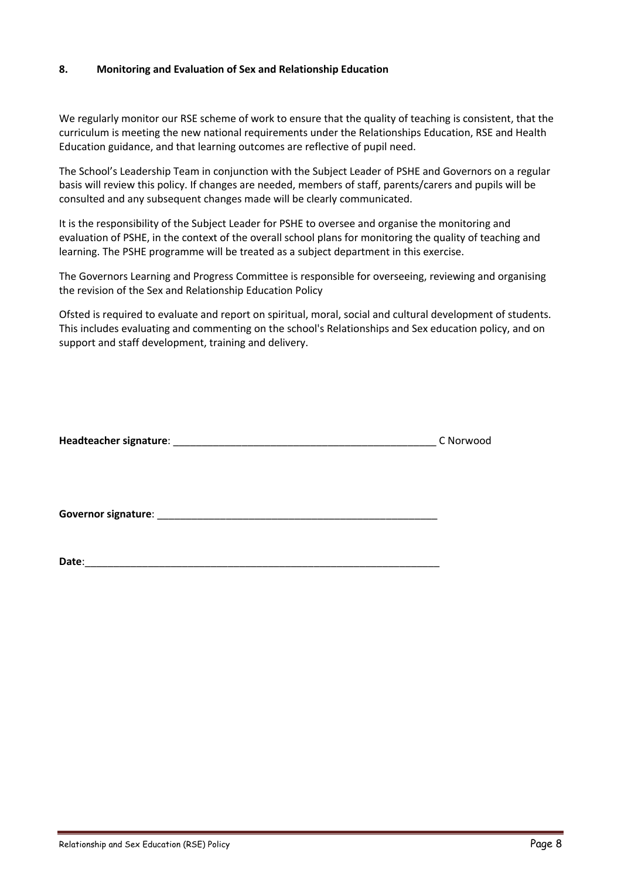## 8. Monitoring and Evaluation of Sex and Relationship Education

We regularly monitor our RSE scheme of work to ensure that the quality of teaching is consistent, that the curriculum is meeting the new national requirements under the Relationships Education, RSE and Health Education guidance, and that learning outcomes are reflective of pupil need.

The School's Leadership Team in conjunction with the Subject Leader of PSHE and Governors on a regular basis will review this policy. If changes are needed, members of staff, parents/carers and pupils will be consulted and any subsequent changes made will be clearly communicated.

It is the responsibility of the Subject Leader for PSHE to oversee and organise the monitoring and evaluation of PSHE, in the context of the overall school plans for monitoring the quality of teaching and learning. The PSHE programme will be treated as a subject department in this exercise.

The Governors Learning and Progress Committee is responsible for overseeing, reviewing and organising the revision of the Sex and Relationship Education Policy

Ofsted is required to evaluate and report on spiritual, moral, social and cultural development of students. This includes evaluating and commenting on the school's Relationships and Sex education policy, and on support and staff development, training and delivery.

**Headteacher signature**: _______________________________________________ C Norwood

**Governor signature**: ___________________________________________________

**Date**:_____________________________________________________________